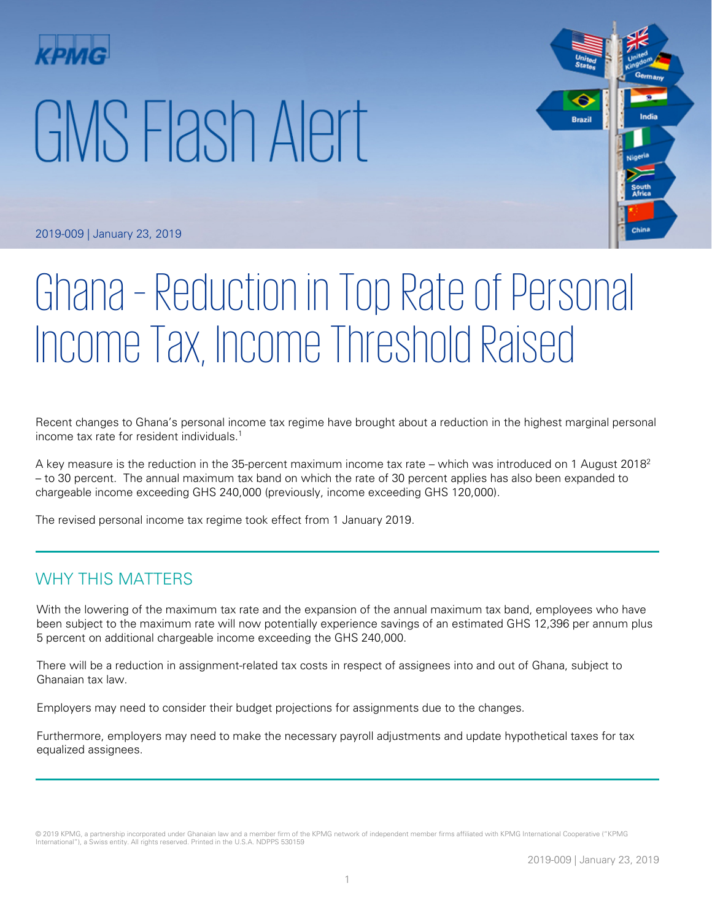KPMG

# GMS Flash Alert

2019-009 | January 23, 2019

# Ghana – Reduction in Top Rate of Personal Income Tax, Income Threshold Raised

Recent changes to Ghana's personal income tax regime have brought about a reduction in the highest marginal personal income tax rate for resident individuals.[1]

A key measure is the reduction in the 35-percent maximum income tax rate – which was introduced on 1 August 2018[2] – to 30 percent. The annual maximum tax band on which the rate of 30 percent applies has also been expanded to chargeable income exceeding GHS 240,000 (previously, income exceeding GHS 120,000).

The revised personal income tax regime took effect from 1 January 2019.

## WHY THIS MATTERS

With the lowering of the maximum tax rate and the expansion of the annual maximum tax band, employees who have been subject to the maximum rate will now potentially experience savings of an estimated GHS 12,396 per annum plus 5 percent on additional chargeable income exceeding the GHS 240,000.

There will be a reduction in assignment-related tax costs in respect of assignees into and out of Ghana, subject to Ghanaian tax law.

Employers may need to consider their budget projections for assignments due to the changes.

Furthermore, employers may need to make the necessary payroll adjustments and update hypothetical taxes for tax equalized assignees.

© 2019 KPMG, a partnership incorporated under Ghanaian law and a member firm of the KPMG network of independent member firms affiliated with KPMG International Cooperative ("KPMG International"), a Swiss entity. All rights reserved. Printed in the U.S.A. NDPPS 530159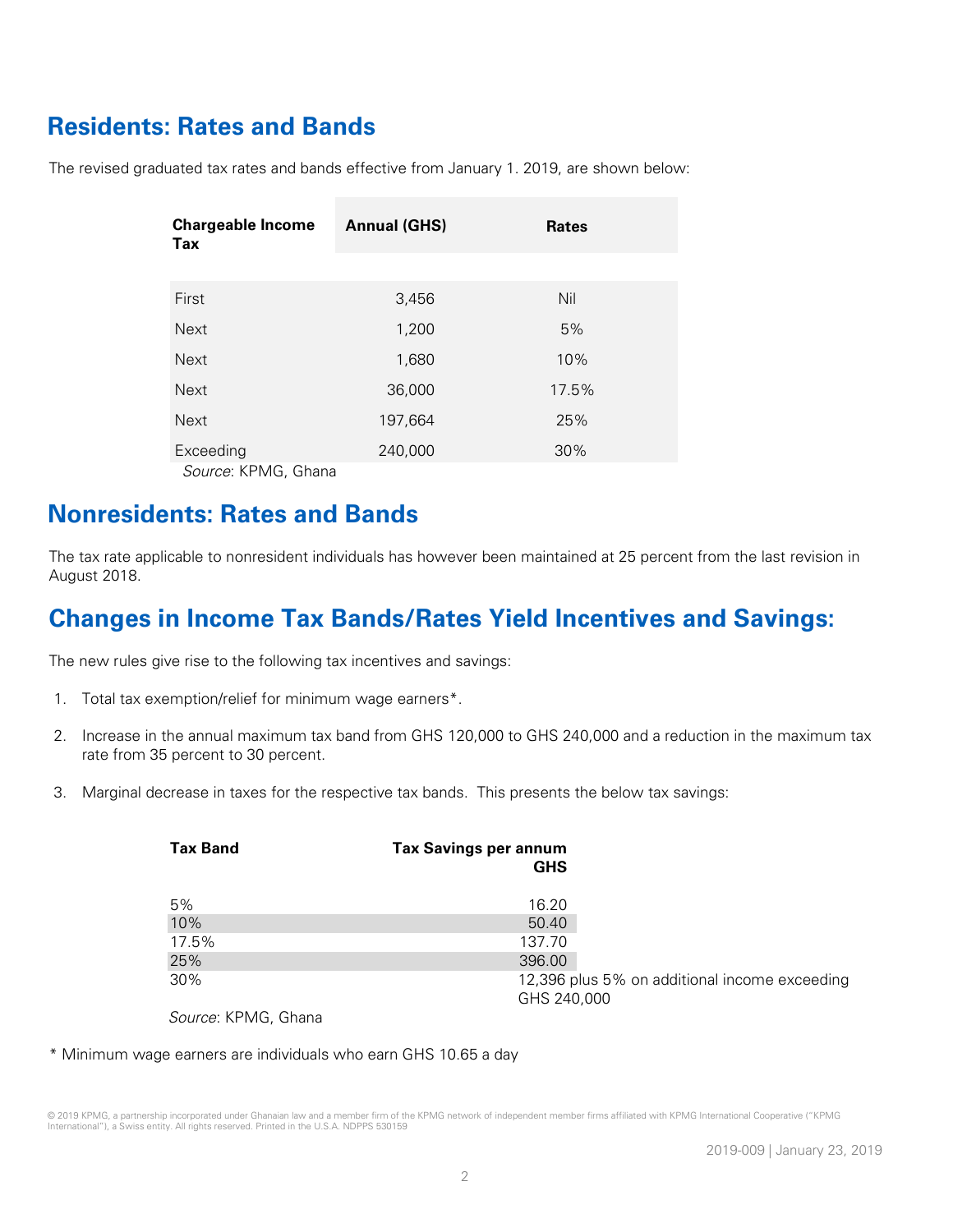## Residents: Rates and Bands

The revised graduated tax rates and bands effective from January 1. 2019, are shown below:

| Chargeable Income Tax | Annual (GHS) | Rates |
|---|---|---|
| First | 3,456 | Nil |
| Next | 1,200 | 5% |
| Next | 1,680 | 10% |
| Next | 36,000 | 17.5% |
| Next | 197,664 | 25% |
| Exceeding | 240,000 | 30% |

*Source*: KPMG, Ghana

## Nonresidents: Rates and Bands

The tax rate applicable to nonresident individuals has however been maintained at 25 percent from the last revision in August 2018.

## Changes in Income Tax Bands/Rates Yield Incentives and Savings:

The new rules give rise to the following tax incentives and savings:

1. Total tax exemption/relief for minimum wage earners*.
2. Increase in the annual maximum tax band from GHS 120,000 to GHS 240,000 and a reduction in the maximum tax rate from 35 percent to 30 percent.
3. Marginal decrease in taxes for the respective tax bands. This presents the below tax savings:

| Tax Band | Tax Savings per annum GHS |
|---|---|
| 5% | 16.20 |
| 10% | 50.40 |
| 17.5% | 137.70 |
| 25% | 396.00 |
| 30% | 12,396 plus 5% on additional income exceeding GHS 240,000 |

*Source*: KPMG, Ghana

* Minimum wage earners are individuals who earn GHS 10.65 a day

© 2019 KPMG, a partnership incorporated under Ghanaian law and a member firm of the KPMG network of independent member firms affiliated with KPMG International Cooperative ("KPMG International"), a Swiss entity. All rights reserved. Printed in the U.S.A. NDPPS 530159

2019-009 | January 23, 2019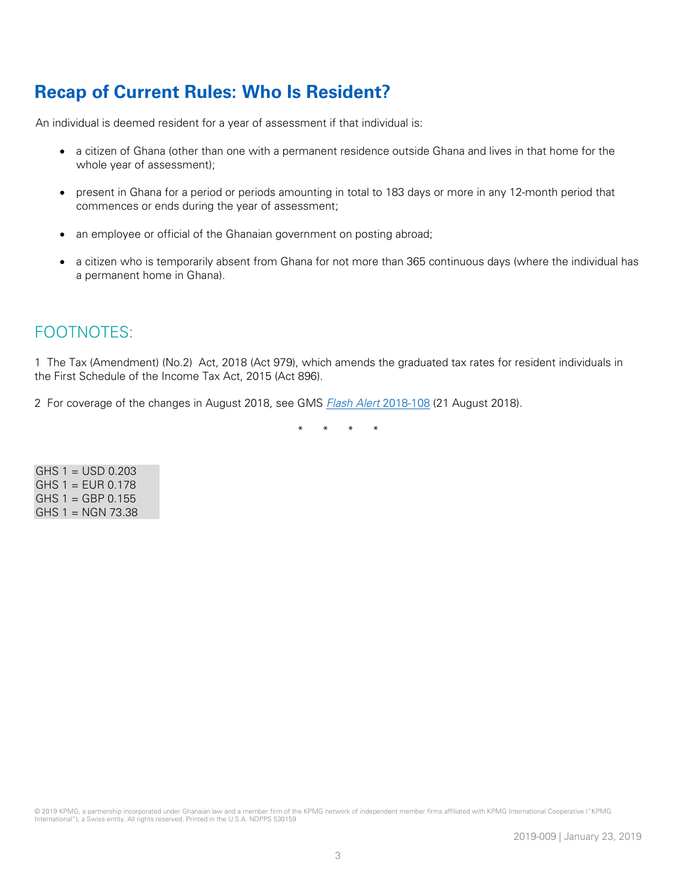## Recap of Current Rules: Who Is Resident?

An individual is deemed resident for a year of assessment if that individual is:

- a citizen of Ghana (other than one with a permanent residence outside Ghana and lives in that home for the whole year of assessment);
- present in Ghana for a period or periods amounting in total to 183 days or more in any 12-month period that commences or ends during the year of assessment;
- an employee or official of the Ghanaian government on posting abroad;
- a citizen who is temporarily absent from Ghana for not more than 365 continuous days (where the individual has a permanent home in Ghana).

## FOOTNOTES:

1 The Tax (Amendment) (No.2) Act, 2018 (Act 979), which amends the graduated tax rates for resident individuals in the First Schedule of the Income Tax Act, 2015 (Act 896).

2 For coverage of the changes in August 2018, see GMS *Flash Alert* 2018-108 (21 August 2018).

\* \* \* \*

GHS 1 = USD 0.203
GHS 1 = EUR 0.178
GHS 1 = GBP 0.155
GHS 1 = NGN 73.38

© 2019 KPMG, a partnership incorporated under Ghanaian law and a member firm of the KPMG network of independent member firms affiliated with KPMG International Cooperative ("KPMG International"), a Swiss entity. All rights reserved. Printed in the U.S.A. NDPPS 530159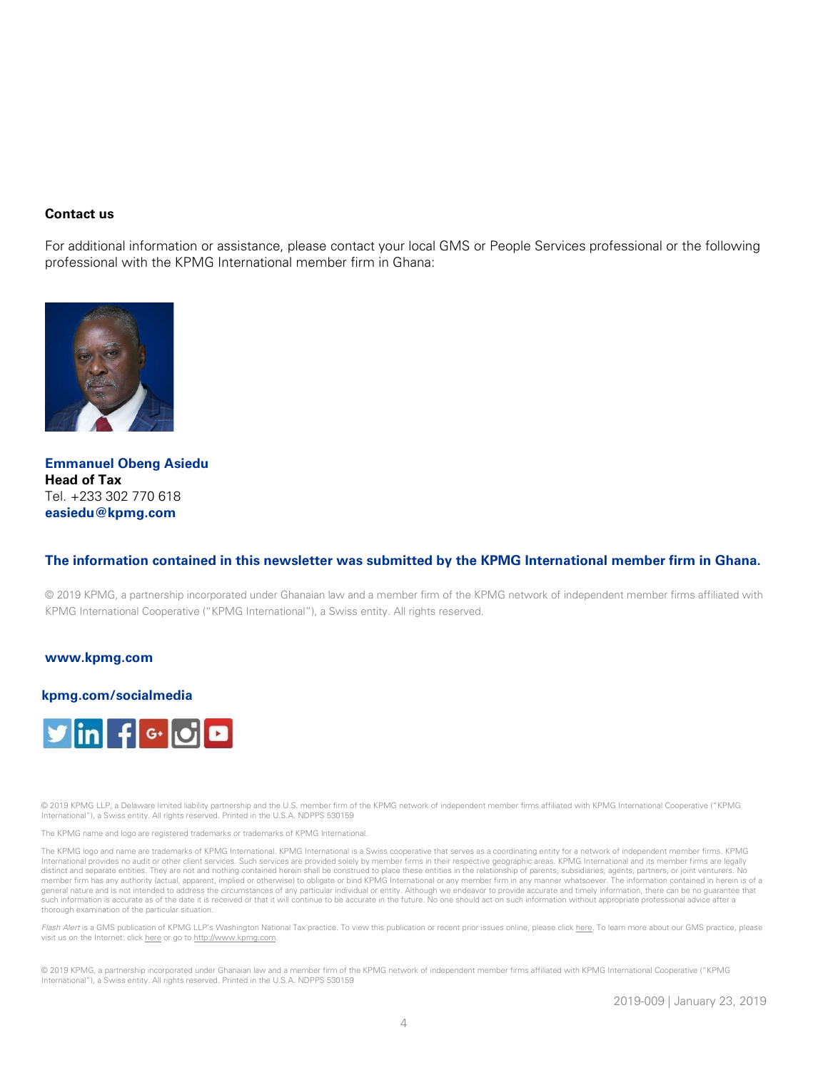**Contact us**

For additional information or assistance, please contact your local GMS or People Services professional or the following professional with the KPMG International member firm in Ghana:

**Emmanuel Obeng Asiedu**
**Head of Tax**
Tel. +233 302 770 618
**easiedu@kpmg.com**

**The information contained in this newsletter was submitted by the KPMG International member firm in Ghana.**

© 2019 KPMG, a partnership incorporated under Ghanaian law and a member firm of the KPMG network of independent member firms affiliated with KPMG International Cooperative ("KPMG International"), a Swiss entity. All rights reserved.

**www.kpmg.com**

**kpmg.com/socialmedia**

© 2019 KPMG LLP, a Delaware limited liability partnership and the U.S. member firm of the KPMG network of independent member firms affiliated with KPMG International Cooperative ("KPMG International"), a Swiss entity. All rights reserved. Printed in the U.S.A. NDPPS 530159

The KPMG name and logo are registered trademarks or trademarks of KPMG International.

The KPMG logo and name are trademarks of KPMG International. KPMG International is a Swiss cooperative that serves as a coordinating entity for a network of independent member firms. KPMG International provides no audit or other client services. Such services are provided solely by member firms in their respective geographic areas. KPMG International and its member firms are legally distinct and separate entities. They are not and nothing contained herein shall be construed to place these entities in the relationship of parents, subsidiaries, agents, partners, or joint venturers. No member firm has any authority (actual, apparent, implied or otherwise) to obligate or bind KPMG International or any member firm in any manner whatsoever. The information contained in herein is of a general nature and is not intended to address the circumstances of any particular individual or entity. Although we endeavor to provide accurate and timely information, there can be no guarantee that such information is accurate as of the date it is received or that it will continue to be accurate in the future. No one should act on such information without appropriate professional advice after a thorough examination of the particular situation.

*Flash Alert* is a GMS publication of KPMG LLP's Washington National Tax practice. To view this publication or recent prior issues online, please click here. To learn more about our GMS practice, please visit us on the Internet: click here or go to http://www.kpmg.com.

© 2019 KPMG, a partnership incorporated under Ghanaian law and a member firm of the KPMG network of independent member firms affiliated with KPMG International Cooperative ("KPMG International"), a Swiss entity. All rights reserved. Printed in the U.S.A. NDPPS 530159

2019-009 | January 23, 2019